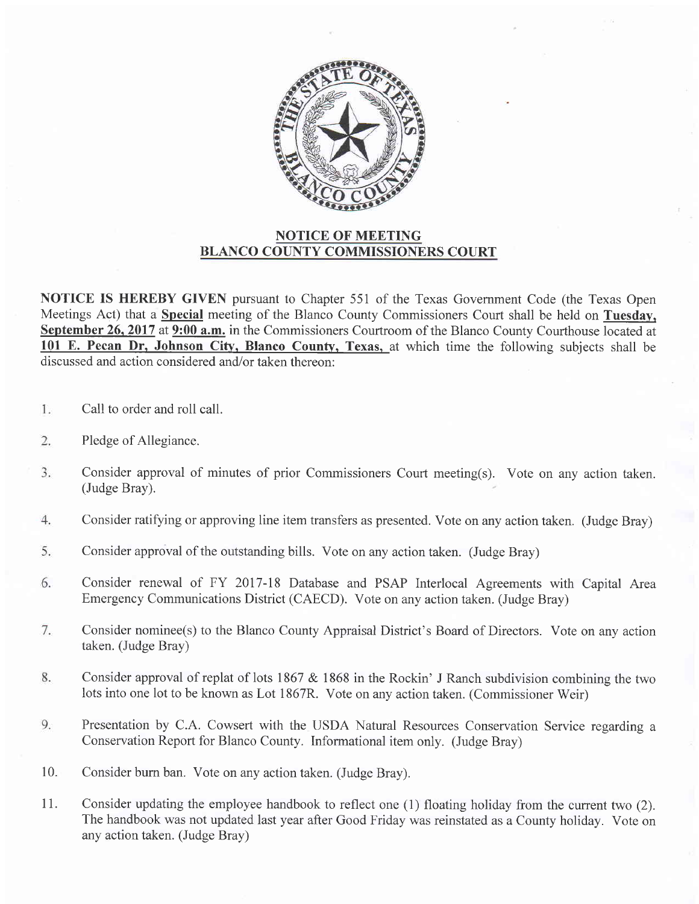## NOTICE OF MEETING
## BLANCO COUNTY COMMISSIONERS COURT

**NOTICE IS HEREBY GIVEN** pursuant to Chapter 551 of the Texas Government Code (the Texas Open Meetings Act) that a **Special** meeting of the Blanco County Commissioners Court shall be held on **Tuesday, September 26, 2017** at **9:00 a.m.** in the Commissioners Courtroom of the Blanco County Courthouse located at **101 E. Pecan Dr, Johnson City, Blanco County, Texas,** at which time the following subjects shall be discussed and action considered and/or taken thereon:

1. Call to order and roll call.

2. Pledge of Allegiance.

3. Consider approval of minutes of prior Commissioners Court meeting(s). Vote on any action taken. (Judge Bray).

4. Consider ratifying or approving line item transfers as presented. Vote on any action taken. (Judge Bray)

5. Consider approval of the outstanding bills. Vote on any action taken. (Judge Bray)

6. Consider renewal of FY 2017-18 Database and PSAP Interlocal Agreements with Capital Area Emergency Communications District (CAECD). Vote on any action taken. (Judge Bray)

7. Consider nominee(s) to the Blanco County Appraisal District's Board of Directors. Vote on any action taken. (Judge Bray)

8. Consider approval of replat of lots 1867 & 1868 in the Rockin' J Ranch subdivision combining the two lots into one lot to be known as Lot 1867R. Vote on any action taken. (Commissioner Weir)

9. Presentation by C.A. Cowsert with the USDA Natural Resources Conservation Service regarding a Conservation Report for Blanco County. Informational item only. (Judge Bray)

10. Consider burn ban. Vote on any action taken. (Judge Bray).

11. Consider updating the employee handbook to reflect one (1) floating holiday from the current two (2). The handbook was not updated last year after Good Friday was reinstated as a County holiday. Vote on any action taken. (Judge Bray)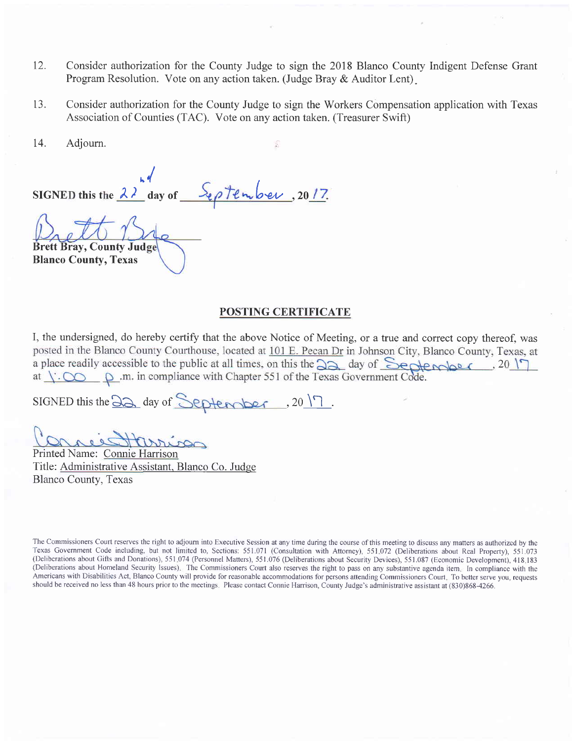12. Consider authorization for the County Judge to sign the 2018 Blanco County Indigent Defense Grant Program Resolution. Vote on any action taken. (Judge Bray & Auditor Lent).

13. Consider authorization for the County Judge to sign the Workers Compensation application with Texas Association of Counties (TAC). Vote on any action taken. (Treasurer Swift)

14. Adjourn.

**SIGNED this the** 22nd **day of** September **, 20**17.

Brett Bray

**Brett Bray, County Judge**
**Blanco County, Texas**

## POSTING CERTIFICATE

I, the undersigned, do hereby certify that the above Notice of Meeting, or a true and correct copy thereof, was posted in the Blanco County Courthouse, located at 101 E. Pecan Dr in Johnson City, Blanco County, Texas, at a place readily accessible to the public at all times, on this the 22 day of September, 20 17 at 1:00 p.m. in compliance with Chapter 551 of the Texas Government Code.

SIGNED this the 22 day of September, 20 17.

Connie Harrison

Printed Name: Connie Harrison
Title: Administrative Assistant, Blanco Co. Judge
Blanco County, Texas

The Commissioners Court reserves the right to adjourn into Executive Session at any time during the course of this meeting to discuss any matters as authorized by the Texas Government Code including, but not limited to, Sections: 551.071 (Consultation with Attorney), 551.072 (Deliberations about Real Property), 551.073 (Deliberations about Gifts and Donations), 551.074 (Personnel Matters), 551.076 (Deliberations about Security Devices), 551.087 (Economic Development), 418.183 (Deliberations about Homeland Security Issues). The Commissioners Court also reserves the right to pass on any substantive agenda item. In compliance with the Americans with Disabilities Act, Blanco County will provide for reasonable accommodations for persons attending Commissioners Court. To better serve you, requests should be received no less than 48 hours prior to the meetings. Please contact Connie Harrison, County Judge's administrative assistant at (830)868-4266.